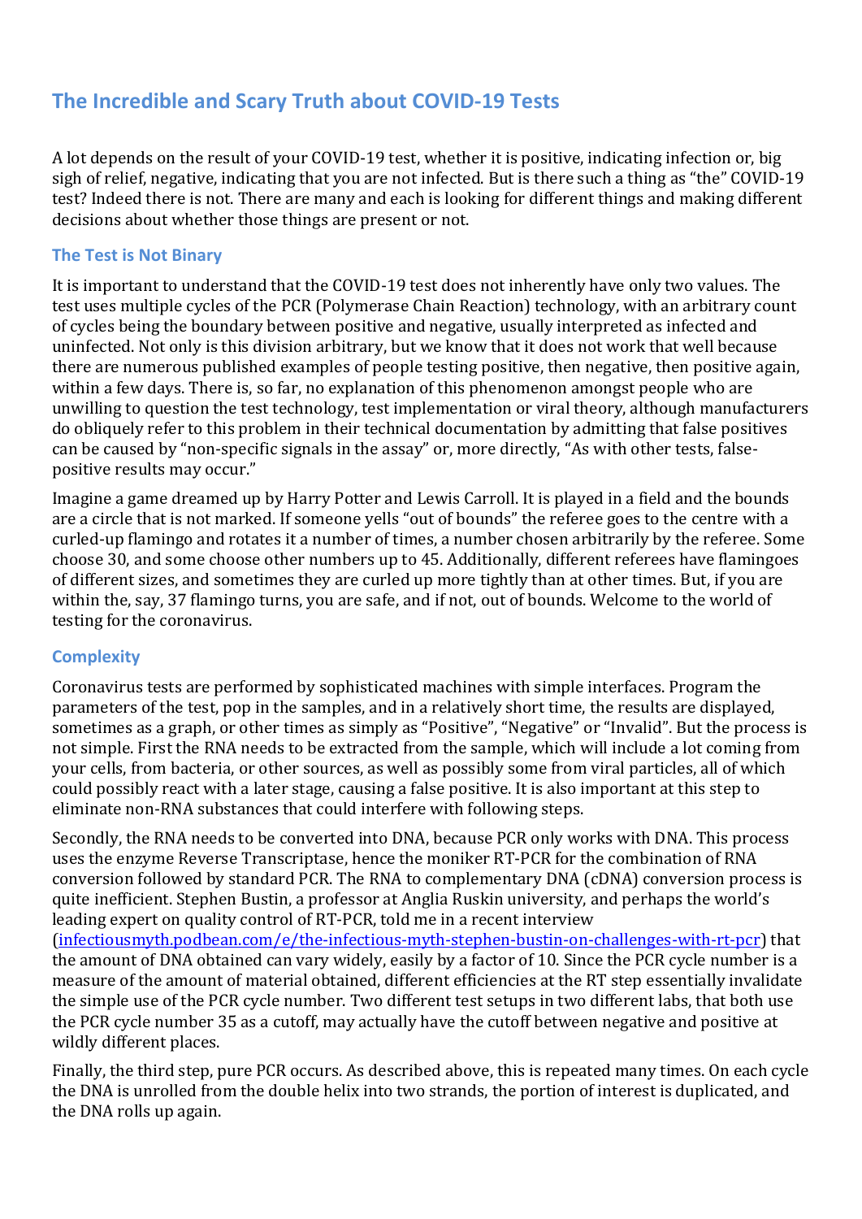# The Incredible and Scary Truth about COVID-19 Tests

A lot depends on the result of your COVID-19 test, whether it is positive, indicating infection or, big sigh of relief, negative, indicating that you are not infected. But is there such a thing as "the" COVID-19 test? Indeed there is not. There are many and each is looking for different things and making different decisions about whether those things are present or not.

## The Test is Not Binary

It is important to understand that the COVID-19 test does not inherently have only two values. The test uses multiple cycles of the PCR (Polymerase Chain Reaction) technology, with an arbitrary count of cycles being the boundary between positive and negative, usually interpreted as infected and uninfected. Not only is this division arbitrary, but we know that it does not work that well because there are numerous published examples of people testing positive, then negative, then positive again, within a few days. There is, so far, no explanation of this phenomenon amongst people who are unwilling to question the test technology, test implementation or viral theory, although manufacturers do obliquely refer to this problem in their technical documentation by admitting that false positives can be caused by "non-specific signals in the assay" or, more directly, "As with other tests, false-positive results may occur."

Imagine a game dreamed up by Harry Potter and Lewis Carroll. It is played in a field and the bounds are a circle that is not marked. If someone yells "out of bounds" the referee goes to the centre with a curled-up flamingo and rotates it a number of times, a number chosen arbitrarily by the referee. Some choose 30, and some choose other numbers up to 45. Additionally, different referees have flamingoes of different sizes, and sometimes they are curled up more tightly than at other times. But, if you are within the, say, 37 flamingo turns, you are safe, and if not, out of bounds. Welcome to the world of testing for the coronavirus.

## Complexity

Coronavirus tests are performed by sophisticated machines with simple interfaces. Program the parameters of the test, pop in the samples, and in a relatively short time, the results are displayed, sometimes as a graph, or other times as simply as "Positive", "Negative" or "Invalid". But the process is not simple. First the RNA needs to be extracted from the sample, which will include a lot coming from your cells, from bacteria, or other sources, as well as possibly some from viral particles, all of which could possibly react with a later stage, causing a false positive. It is also important at this step to eliminate non-RNA substances that could interfere with following steps.

Secondly, the RNA needs to be converted into DNA, because PCR only works with DNA. This process uses the enzyme Reverse Transcriptase, hence the moniker RT-PCR for the combination of RNA conversion followed by standard PCR. The RNA to complementary DNA (cDNA) conversion process is quite inefficient. Stephen Bustin, a professor at Anglia Ruskin university, and perhaps the world's leading expert on quality control of RT-PCR, told me in a recent interview ([infectiousmyth.podbean.com/e/the-infectious-myth-stephen-bustin-on-challenges-with-rt-pcr](infectiousmyth.podbean.com/e/the-infectious-myth-stephen-bustin-on-challenges-with-rt-pcr)) that the amount of DNA obtained can vary widely, easily by a factor of 10. Since the PCR cycle number is a measure of the amount of material obtained, different efficiencies at the RT step essentially invalidate the simple use of the PCR cycle number. Two different test setups in two different labs, that both use the PCR cycle number 35 as a cutoff, may actually have the cutoff between negative and positive at wildly different places.

Finally, the third step, pure PCR occurs. As described above, this is repeated many times. On each cycle the DNA is unrolled from the double helix into two strands, the portion of interest is duplicated, and the DNA rolls up again.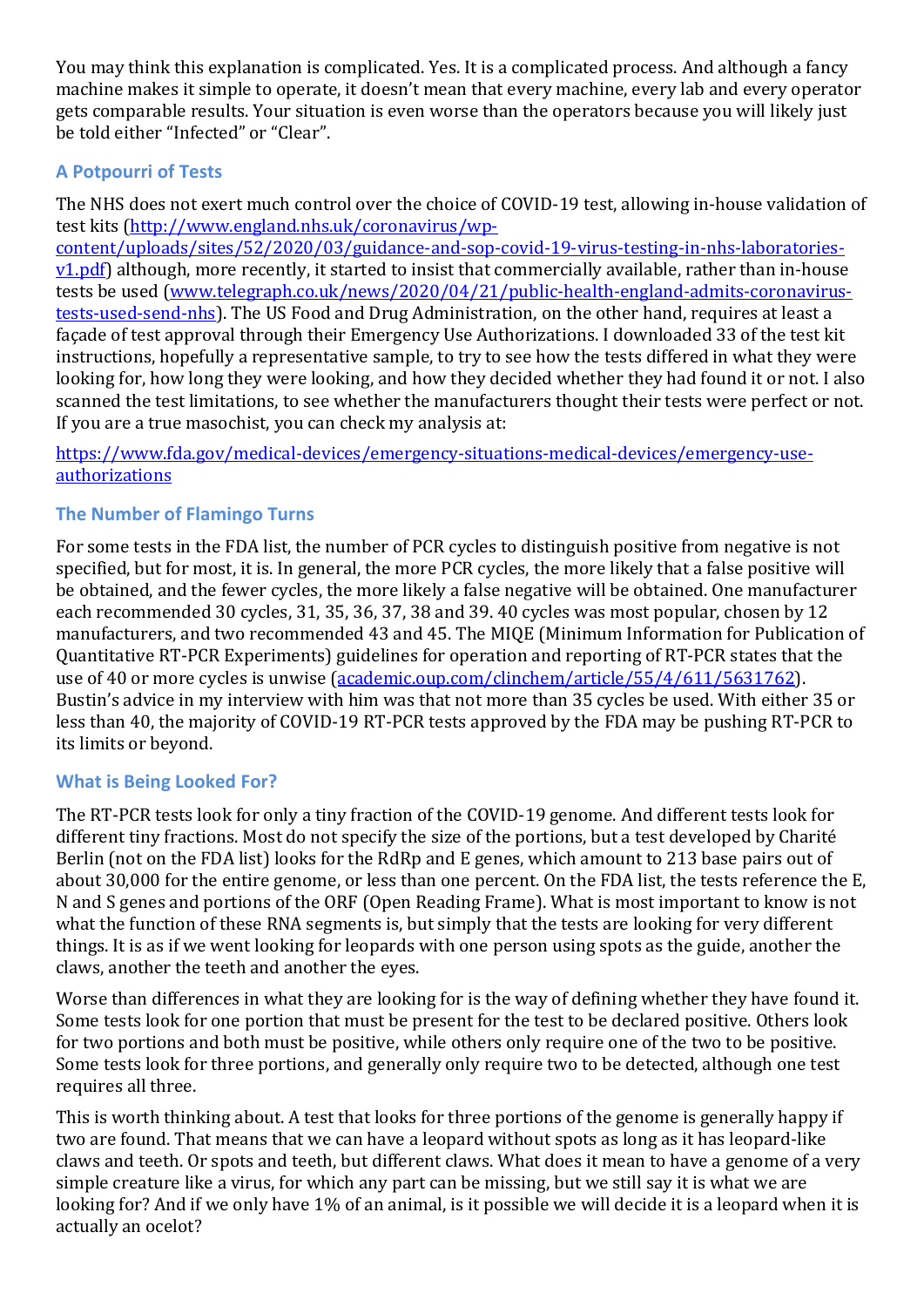You may think this explanation is complicated. Yes. It is a complicated process. And although a fancy machine makes it simple to operate, it doesn't mean that every machine, every lab and every operator gets comparable results. Your situation is even worse than the operators because you will likely just be told either "Infected" or "Clear".

### A Potpourri of Tests

The NHS does not exert much control over the choice of COVID-19 test, allowing in-house validation of test kits ([http://www.england.nhs.uk/coronavirus/wp-content/uploads/sites/52/2020/03/guidance-and-sop-covid-19-virus-testing-in-nhs-laboratories-v1.pdf](http://www.england.nhs.uk/coronavirus/wp-content/uploads/sites/52/2020/03/guidance-and-sop-covid-19-virus-testing-in-nhs-laboratories-v1.pdf)) although, more recently, it started to insist that commercially available, rather than in-house tests be used ([www.telegraph.co.uk/news/2020/04/21/public-health-england-admits-coronavirus-tests-used-send-nhs](www.telegraph.co.uk/news/2020/04/21/public-health-england-admits-coronavirus-tests-used-send-nhs)). The US Food and Drug Administration, on the other hand, requires at least a façade of test approval through their Emergency Use Authorizations. I downloaded 33 of the test kit instructions, hopefully a representative sample, to try to see how the tests differed in what they were looking for, how long they were looking, and how they decided whether they had found it or not. I also scanned the test limitations, to see whether the manufacturers thought their tests were perfect or not. If you are a true masochist, you can check my analysis at:

[https://www.fda.gov/medical-devices/emergency-situations-medical-devices/emergency-use-authorizations](https://www.fda.gov/medical-devices/emergency-situations-medical-devices/emergency-use-authorizations)

### The Number of Flamingo Turns

For some tests in the FDA list, the number of PCR cycles to distinguish positive from negative is not specified, but for most, it is. In general, the more PCR cycles, the more likely that a false positive will be obtained, and the fewer cycles, the more likely a false negative will be obtained. One manufacturer each recommended 30 cycles, 31, 35, 36, 37, 38 and 39. 40 cycles was most popular, chosen by 12 manufacturers, and two recommended 43 and 45. The MIQE (Minimum Information for Publication of Quantitative RT-PCR Experiments) guidelines for operation and reporting of RT-PCR states that the use of 40 or more cycles is unwise ([academic.oup.com/clinchem/article/55/4/611/5631762](academic.oup.com/clinchem/article/55/4/611/5631762)). Bustin's advice in my interview with him was that not more than 35 cycles be used. With either 35 or less than 40, the majority of COVID-19 RT-PCR tests approved by the FDA may be pushing RT-PCR to its limits or beyond.

### What is Being Looked For?

The RT-PCR tests look for only a tiny fraction of the COVID-19 genome. And different tests look for different tiny fractions. Most do not specify the size of the portions, but a test developed by Charité Berlin (not on the FDA list) looks for the RdRp and E genes, which amount to 213 base pairs out of about 30,000 for the entire genome, or less than one percent. On the FDA list, the tests reference the E, N and S genes and portions of the ORF (Open Reading Frame). What is most important to know is not what the function of these RNA segments is, but simply that the tests are looking for very different things. It is as if we went looking for leopards with one person using spots as the guide, another the claws, another the teeth and another the eyes.

Worse than differences in what they are looking for is the way of defining whether they have found it. Some tests look for one portion that must be present for the test to be declared positive. Others look for two portions and both must be positive, while others only require one of the two to be positive. Some tests look for three portions, and generally only require two to be detected, although one test requires all three.

This is worth thinking about. A test that looks for three portions of the genome is generally happy if two are found. That means that we can have a leopard without spots as long as it has leopard-like claws and teeth. Or spots and teeth, but different claws. What does it mean to have a genome of a very simple creature like a virus, for which any part can be missing, but we still say it is what we are looking for? And if we only have 1% of an animal, is it possible we will decide it is a leopard when it is actually an ocelot?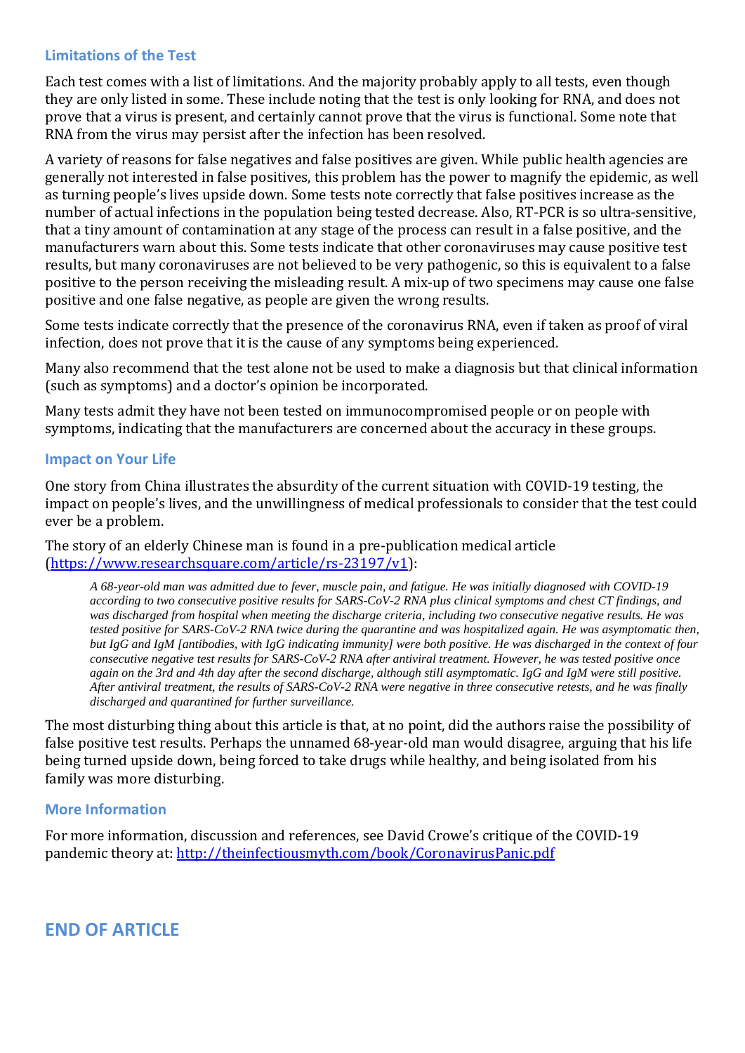### Limitations of the Test

Each test comes with a list of limitations. And the majority probably apply to all tests, even though they are only listed in some. These include noting that the test is only looking for RNA, and does not prove that a virus is present, and certainly cannot prove that the virus is functional. Some note that RNA from the virus may persist after the infection has been resolved.

A variety of reasons for false negatives and false positives are given. While public health agencies are generally not interested in false positives, this problem has the power to magnify the epidemic, as well as turning people's lives upside down. Some tests note correctly that false positives increase as the number of actual infections in the population being tested decrease. Also, RT-PCR is so ultra-sensitive, that a tiny amount of contamination at any stage of the process can result in a false positive, and the manufacturers warn about this. Some tests indicate that other coronaviruses may cause positive test results, but many coronaviruses are not believed to be very pathogenic, so this is equivalent to a false positive to the person receiving the misleading result. A mix-up of two specimens may cause one false positive and one false negative, as people are given the wrong results.

Some tests indicate correctly that the presence of the coronavirus RNA, even if taken as proof of viral infection, does not prove that it is the cause of any symptoms being experienced.

Many also recommend that the test alone not be used to make a diagnosis but that clinical information (such as symptoms) and a doctor's opinion be incorporated.

Many tests admit they have not been tested on immunocompromised people or on people with symptoms, indicating that the manufacturers are concerned about the accuracy in these groups.

### Impact on Your Life

One story from China illustrates the absurdity of the current situation with COVID-19 testing, the impact on people's lives, and the unwillingness of medical professionals to consider that the test could ever be a problem.

The story of an elderly Chinese man is found in a pre-publication medical article (https://www.researchsquare.com/article/rs-23197/v1):

> *A 68-year-old man was admitted due to fever, muscle pain, and fatigue. He was initially diagnosed with COVID-19 according to two consecutive positive results for SARS-CoV-2 RNA plus clinical symptoms and chest CT findings, and was discharged from hospital when meeting the discharge criteria, including two consecutive negative results. He was tested positive for SARS-CoV-2 RNA twice during the quarantine and was hospitalized again. He was asymptomatic then, but IgG and IgM [antibodies, with IgG indicating immunity] were both positive. He was discharged in the context of four consecutive negative test results for SARS-CoV-2 RNA after antiviral treatment. However, he was tested positive once again on the 3rd and 4th day after the second discharge, although still asymptomatic. IgG and IgM were still positive. After antiviral treatment, the results of SARS-CoV-2 RNA were negative in three consecutive retests, and he was finally discharged and quarantined for further surveillance.*

The most disturbing thing about this article is that, at no point, did the authors raise the possibility of false positive test results. Perhaps the unnamed 68-year-old man would disagree, arguing that his life being turned upside down, being forced to take drugs while healthy, and being isolated from his family was more disturbing.

### More Information

For more information, discussion and references, see David Crowe's critique of the COVID-19 pandemic theory at: http://theinfectiousmyth.com/book/CoronavirusPanic.pdf

## END OF ARTICLE